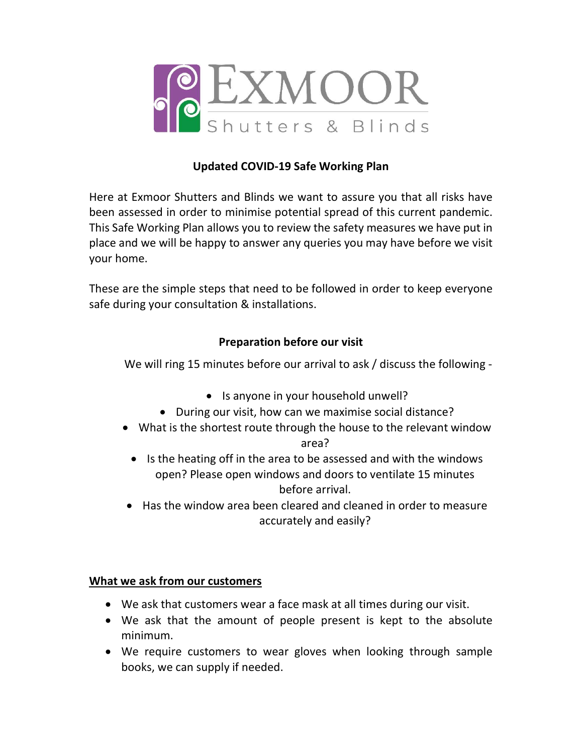# EXMOOR Shutters & Blinds

## Updated COVID-19 Safe Working Plan

Here at Exmoor Shutters and Blinds we want to assure you that all risks have been assessed in order to minimise potential spread of this current pandemic. This Safe Working Plan allows you to review the safety measures we have put in place and we will be happy to answer any queries you may have before we visit your home.

These are the simple steps that need to be followed in order to keep everyone safe during your consultation & installations.

### Preparation before our visit

We will ring 15 minutes before our arrival to ask / discuss the following -

- Is anyone in your household unwell?
- During our visit, how can we maximise social distance?
- What is the shortest route through the house to the relevant window area?
- Is the heating off in the area to be assessed and with the windows open? Please open windows and doors to ventilate 15 minutes before arrival.
- Has the window area been cleared and cleaned in order to measure accurately and easily?

### What we ask from our customers

- We ask that customers wear a face mask at all times during our visit.
- We ask that the amount of people present is kept to the absolute minimum.
- We require customers to wear gloves when looking through sample books, we can supply if needed.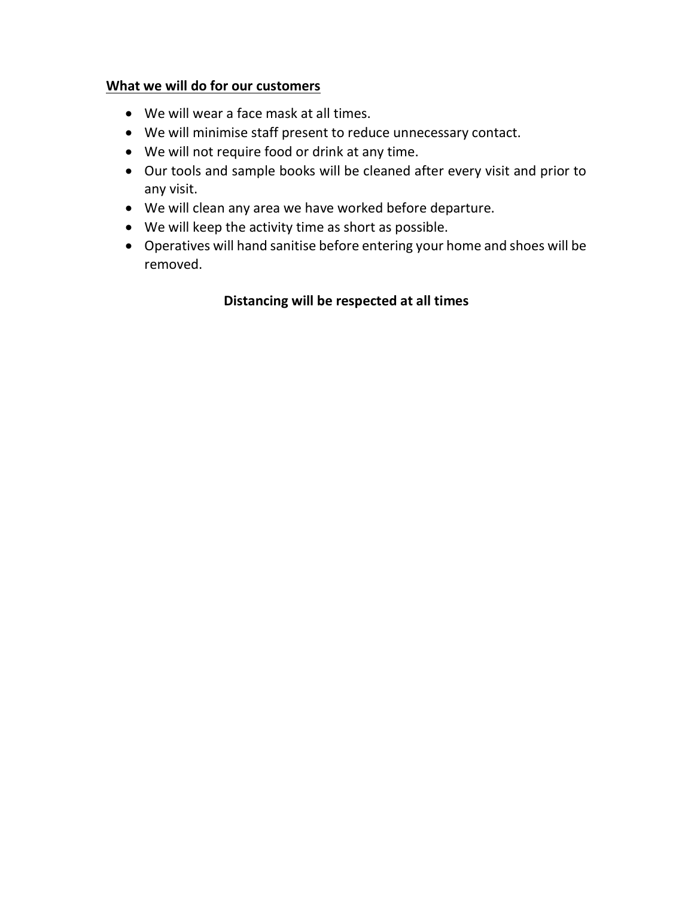**<u>What we will do for our customers</u>**

- We will wear a face mask at all times.
- We will minimise staff present to reduce unnecessary contact.
- We will not require food or drink at any time.
- Our tools and sample books will be cleaned after every visit and prior to any visit.
- We will clean any area we have worked before departure.
- We will keep the activity time as short as possible.
- Operatives will hand sanitise before entering your home and shoes will be removed.

**Distancing will be respected at all times**